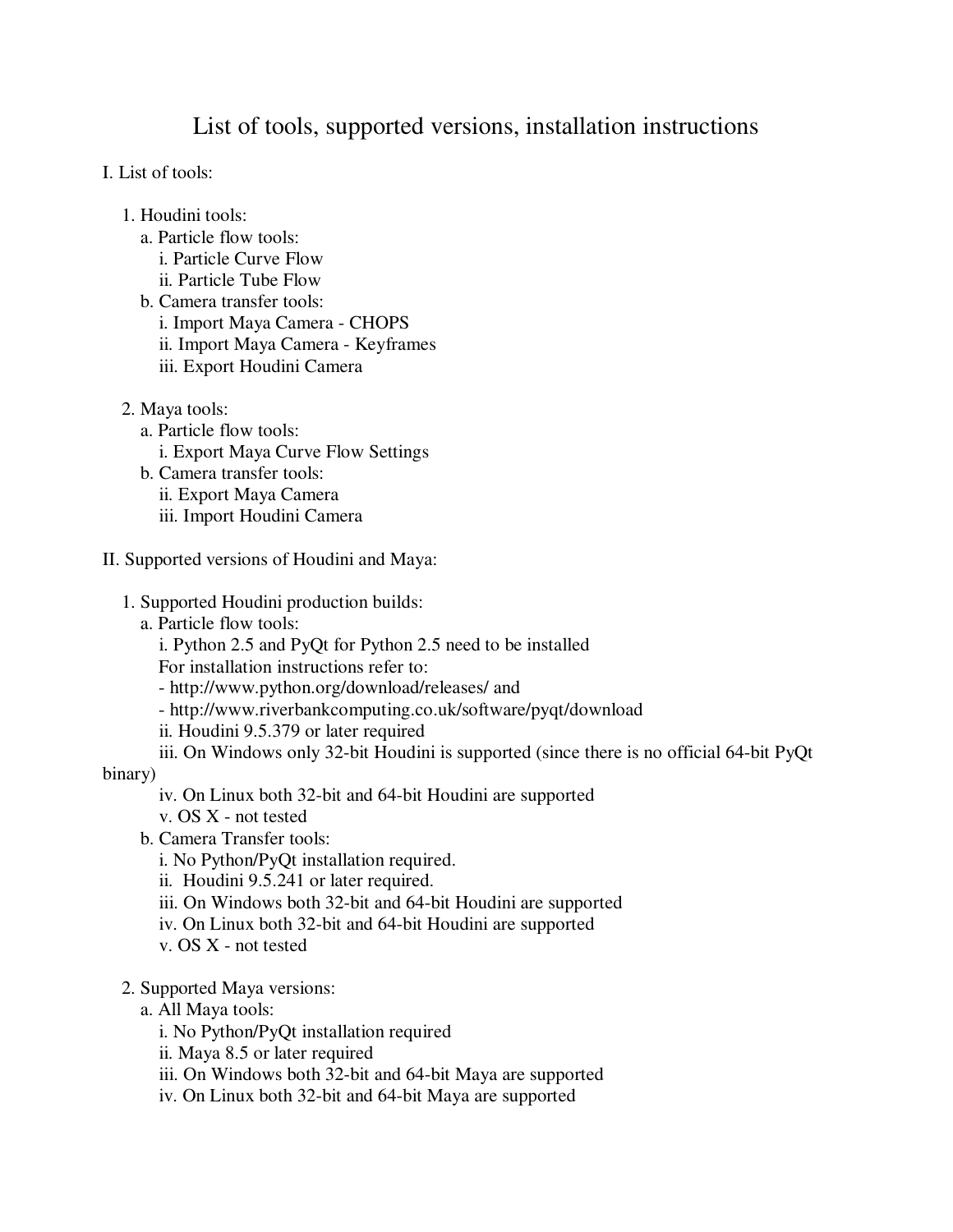# List of tools, supported versions, installation instructions

I. List of tools:

1. Houdini tools:
   a. Particle flow tools:
      i. Particle Curve Flow
      ii. Particle Tube Flow
   b. Camera transfer tools:
      i. Import Maya Camera - CHOPS
      ii. Import Maya Camera - Keyframes
      iii. Export Houdini Camera

2. Maya tools:
   a. Particle flow tools:
      i. Export Maya Curve Flow Settings
   b. Camera transfer tools:
      ii. Export Maya Camera
      iii. Import Houdini Camera

II. Supported versions of Houdini and Maya:

1. Supported Houdini production builds:
   a. Particle flow tools:
      i. Python 2.5 and PyQt for Python 2.5 need to be installed
      For installation instructions refer to:
      - http://www.python.org/download/releases/ and
      - http://www.riverbankcomputing.co.uk/software/pyqt/download
      ii. Houdini 9.5.379 or later required
      iii. On Windows only 32-bit Houdini is supported (since there is no official 64-bit PyQt binary)
      iv. On Linux both 32-bit and 64-bit Houdini are supported
      v. OS X - not tested
   b. Camera Transfer tools:
      i. No Python/PyQt installation required.
      ii. Houdini 9.5.241 or later required.
      iii. On Windows both 32-bit and 64-bit Houdini are supported
      iv. On Linux both 32-bit and 64-bit Houdini are supported
      v. OS X - not tested

2. Supported Maya versions:
   a. All Maya tools:
      i. No Python/PyQt installation required
      ii. Maya 8.5 or later required
      iii. On Windows both 32-bit and 64-bit Maya are supported
      iv. On Linux both 32-bit and 64-bit Maya are supported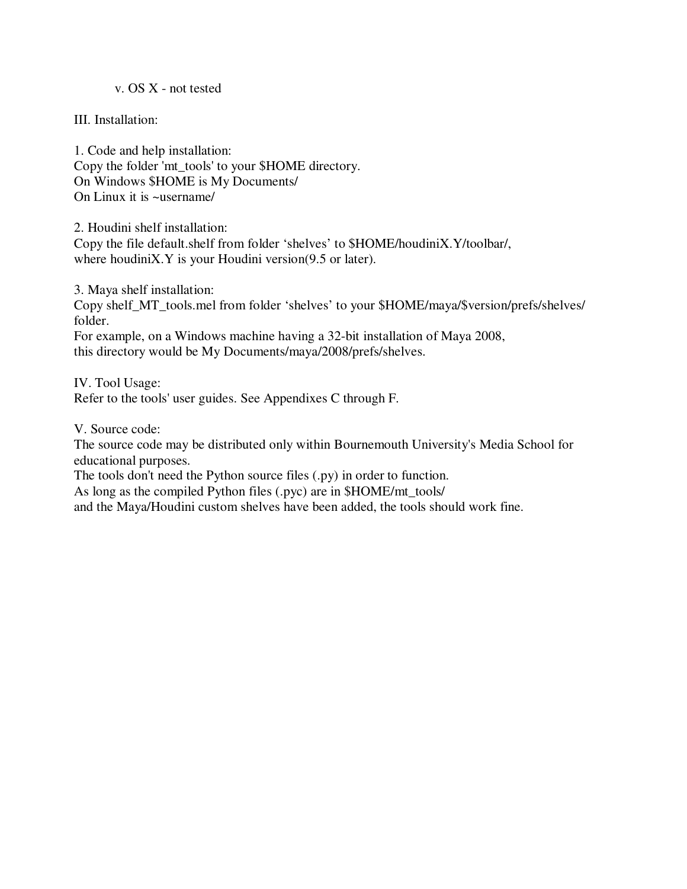v. OS X - not tested

III. Installation:

1. Code and help installation:
Copy the folder 'mt_tools' to your $HOME directory.
On Windows $HOME is My Documents/
On Linux it is ~username/

2. Houdini shelf installation:
Copy the file default.shelf from folder ‘shelves’ to $HOME/houdiniX.Y/toolbar/,
where houdiniX.Y is your Houdini version(9.5 or later).

3. Maya shelf installation:
Copy shelf_MT_tools.mel from folder ‘shelves’ to your $HOME/maya/$version/prefs/shelves/ folder.
For example, on a Windows machine having a 32-bit installation of Maya 2008,
this directory would be My Documents/maya/2008/prefs/shelves.

IV. Tool Usage:
Refer to the tools' user guides. See Appendixes C through F.

V. Source code:
The source code may be distributed only within Bournemouth University's Media School for educational purposes.
The tools don't need the Python source files (.py) in order to function.
As long as the compiled Python files (.pyc) are in $HOME/mt_tools/
and the Maya/Houdini custom shelves have been added, the tools should work fine.